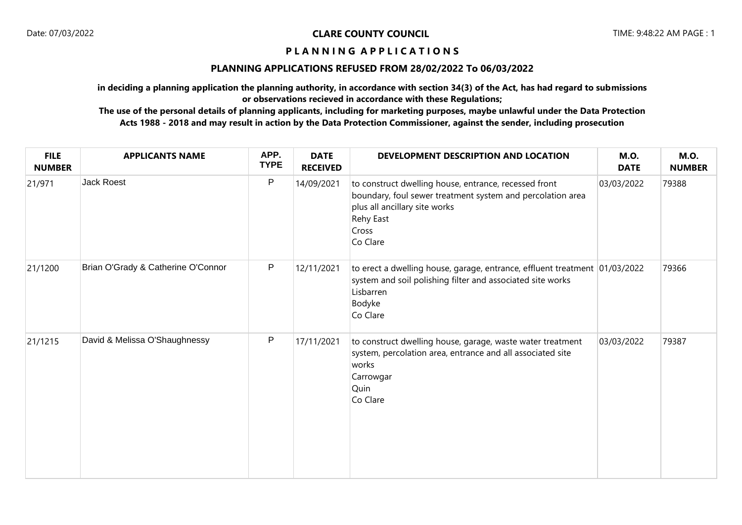**CLARE COUNTY COUNCIL**

# PLANNING APPLICATIONS

## PLANNING APPLICATIONS REFUSED FROM 28/02/2022 To 06/03/2022

**in deciding a planning application the planning authority, in accordance with section 34(3) of the Act, has had regard to submissions or observations recieved in accordance with these Regulations;**

**The use of the personal details of planning applicants, including for marketing purposes, maybe unlawful under the Data Protection Acts 1988 - 2018 and may result in action by the Data Protection Commissioner, against the sender, including prosecution**

| FILE NUMBER | APPLICANTS NAME | APP. TYPE | DATE RECEIVED | DEVELOPMENT DESCRIPTION AND LOCATION | M.O. DATE | M.O. NUMBER |
|---|---|---|---|---|---|---|
| 21/971 | Jack Roest | P | 14/09/2021 | to construct dwelling house, entrance, recessed front boundary, foul sewer treatment system and percolation area plus all ancillary site works<br>Rehy East<br>Cross<br>Co Clare | 03/03/2022 | 79388 |
| 21/1200 | Brian O'Grady & Catherine O'Connor | P | 12/11/2021 | to erect a dwelling house, garage, entrance, effluent treatment system and soil polishing filter and associated site works<br>Lisbarren<br>Bodyke<br>Co Clare | 01/03/2022 | 79366 |
| 21/1215 | David & Melissa O'Shaughnessy | P | 17/11/2021 | to construct dwelling house, garage, waste water treatment system, percolation area, entrance and all associated site works<br>Carrowgar<br>Quin<br>Co Clare | 03/03/2022 | 79387 |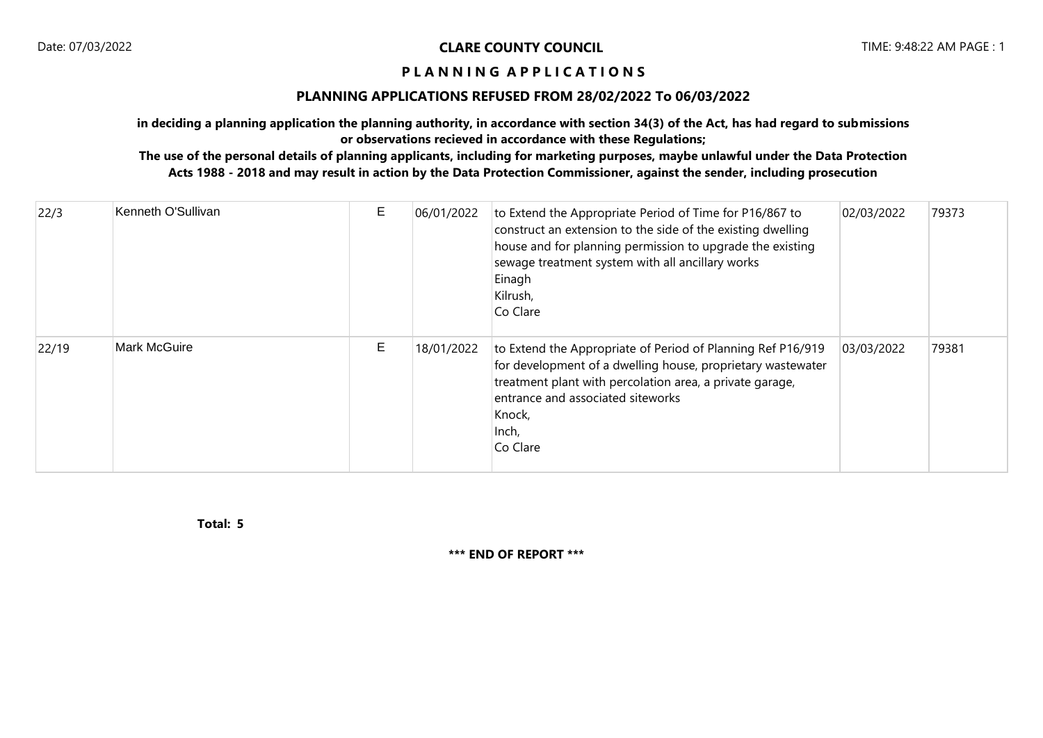**CLARE COUNTY COUNCIL**

**P L A N N I N G   A P P L I C A T I O N S**

**PLANNING APPLICATIONS REFUSED FROM 28/02/2022 To 06/03/2022**

**in deciding a planning application the planning authority, in accordance with section 34(3) of the Act, has had regard to submissions or observations recieved in accordance with these Regulations;**

**The use of the personal details of planning applicants, including for marketing purposes, maybe unlawful under the Data Protection Acts 1988 - 2018 and may result in action by the Data Protection Commissioner, against the sender, including prosecution**

| | | | | | | |
|---|---|---|---|---|---|---|
| 22/3 | Kenneth O'Sullivan | E | 06/01/2022 | to Extend the Appropriate Period of Time for P16/867 to construct an extension to the side of the existing dwelling house and for planning permission to upgrade the existing sewage treatment system with all ancillary works<br>Einagh<br>Kilrush,<br>Co Clare | 02/03/2022 | 79373 |
| 22/19 | Mark McGuire | E | 18/01/2022 | to Extend the Appropriate of Period of Planning Ref P16/919 for development of a dwelling house, proprietary wastewater treatment plant with percolation area, a private garage, entrance and associated siteworks<br>Knock,<br>Inch,<br>Co Clare | 03/03/2022 | 79381 |

**Total: 5**

**\*\*\* END OF REPORT \*\*\***